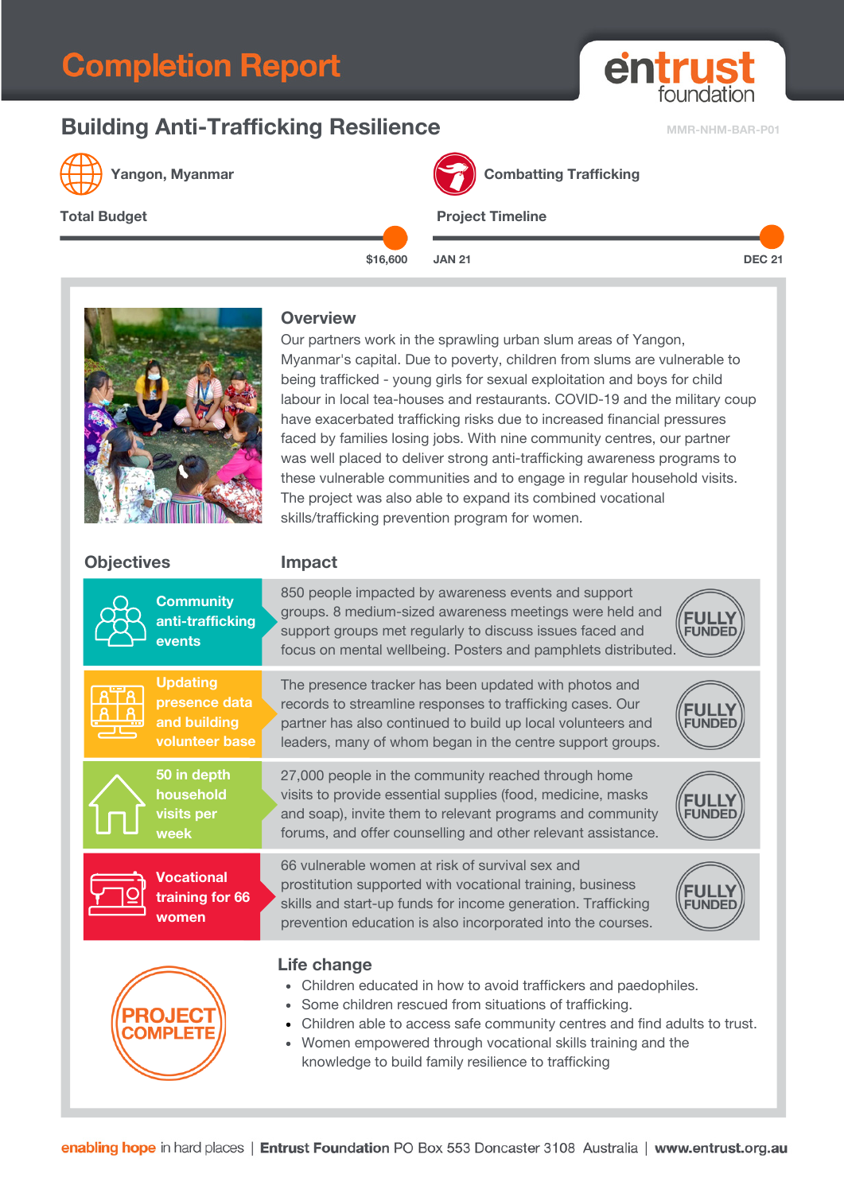# Completion Report

entrust foundation

## Building Anti-Trafficking Resilience

MMR-NHM-BAR-P01

Yangon, Myanmar

Combatting Trafficking

**Total Budget**

$16,600

**Project Timeline**

JAN 21 — DEC 21

### Overview

Our partners work in the sprawling urban slum areas of Yangon, Myanmar's capital. Due to poverty, children from slums are vulnerable to being trafficked - young girls for sexual exploitation and boys for child labour in local tea-houses and restaurants. COVID-19 and the military coup have exacerbated trafficking risks due to increased financial pressures faced by families losing jobs. With nine community centres, our partner was well placed to deliver strong anti-trafficking awareness programs to these vulnerable communities and to engage in regular household visits. The project was also able to expand its combined vocational skills/trafficking prevention program for women.

| Objectives | Impact | Status |
|---|---|---|
| Community anti-trafficking events | 850 people impacted by awareness events and support groups. 8 medium-sized awareness meetings were held and support groups met regularly to discuss issues faced and focus on mental wellbeing. Posters and pamphlets distributed. | FULLY FUNDED |
| Updating presence data and building volunteer base | The presence tracker has been updated with photos and records to streamline responses to trafficking cases. Our partner has also continued to build up local volunteers and leaders, many of whom began in the centre support groups. | FULLY FUNDED |
| 50 in depth household visits per week | 27,000 people in the community reached through home visits to provide essential supplies (food, medicine, masks and soap), invite them to relevant programs and community forums, and offer counselling and other relevant assistance. | FULLY FUNDED |
| Vocational training for 66 women | 66 vulnerable women at risk of survival sex and prostitution supported with vocational training, business skills and start-up funds for income generation. Trafficking prevention education is also incorporated into the courses. | FULLY FUNDED |

**PROJECT COMPLETE**

### Life change

- Children educated in how to avoid traffickers and paedophiles.
- Some children rescued from situations of trafficking.
- Children able to access safe community centres and find adults to trust.
- Women empowered through vocational skills training and the knowledge to build family resilience to trafficking

**enabling hope** in hard places | **Entrust Foundation** PO Box 553 Doncaster 3108 Australia | **www.entrust.org.au**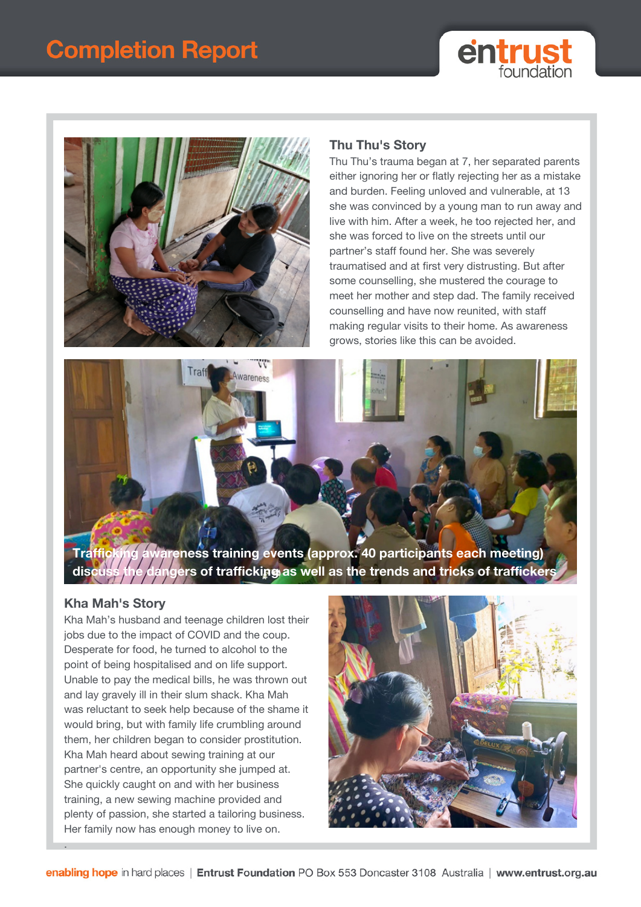# Completion Report

### Thu Thu's Story

Thu Thu's trauma began at 7, her separated parents either ignoring her or flatly rejecting her as a mistake and burden. Feeling unloved and vulnerable, at 13 she was convinced by a young man to run away and live with him. After a week, he too rejected her, and she was forced to live on the streets until our partner's staff found her. She was severely traumatised and at first very distrusting. But after some counselling, she mustered the courage to meet her mother and step dad. The family received counselling and have now reunited, with staff making regular visits to their home. As awareness grows, stories like this can be avoided.

**Trafficking awareness training events (approx. 40 participants each meeting) discuss the dangers of trafficking as well as the trends and tricks of traffickers**

### Kha Mah's Story

Kha Mah's husband and teenage children lost their jobs due to the impact of COVID and the coup. Desperate for food, he turned to alcohol to the point of being hospitalised and on life support. Unable to pay the medical bills, he was thrown out and lay gravely ill in their slum shack. Kha Mah was reluctant to seek help because of the shame it would bring, but with family life crumbling around them, her children began to consider prostitution. Kha Mah heard about sewing training at our partner's centre, an opportunity she jumped at. She quickly caught on and with her business training, a new sewing machine provided and plenty of passion, she started a tailoring business. Her family now has enough money to live on.